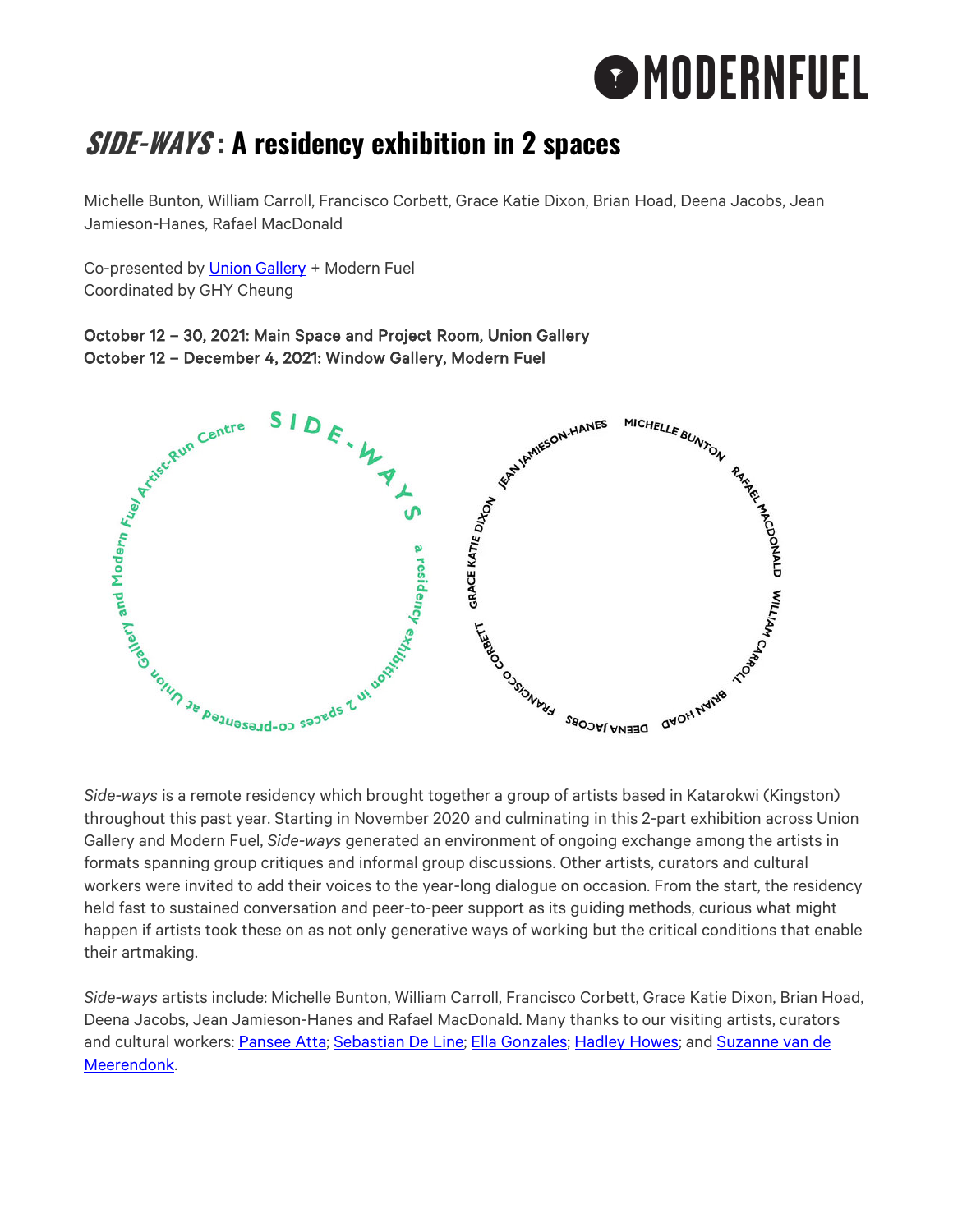MODERNFUEL

# *SIDE-WAYS* : A residency exhibition in 2 spaces

Michelle Bunton, William Carroll, Francisco Corbett, Grace Katie Dixon, Brian Hoad, Deena Jacobs, Jean Jamieson-Hanes, Rafael MacDonald

Co-presented by Union Gallery + Modern Fuel
Coordinated by GHY Cheung

October 12 – 30, 2021: Main Space and Project Room, Union Gallery
October 12 – December 4, 2021: Window Gallery, Modern Fuel

SIDE-WAYS a residency exhibition in 2 spaces co-presented at Union Gallery and Modern Fuel Artist-Run Centre

JEAN JAMIESON-HANES MICHELLE BUNTON RAFAEL MACDONALD WILLIAM CARROLL BRIAN HOAD DEENA JACOBS FRANCISCO CORBETT GRACE KATIE DIXON

*Side-ways* is a remote residency which brought together a group of artists based in Katarokwi (Kingston) throughout this past year. Starting in November 2020 and culminating in this 2-part exhibition across Union Gallery and Modern Fuel, *Side-ways* generated an environment of ongoing exchange among the artists in formats spanning group critiques and informal group discussions. Other artists, curators and cultural workers were invited to add their voices to the year-long dialogue on occasion. From the start, the residency held fast to sustained conversation and peer-to-peer support as its guiding methods, curious what might happen if artists took these on as not only generative ways of working but the critical conditions that enable their artmaking.

*Side-ways* artists include: Michelle Bunton, William Carroll, Francisco Corbett, Grace Katie Dixon, Brian Hoad, Deena Jacobs, Jean Jamieson-Hanes and Rafael MacDonald. Many thanks to our visiting artists, curators and cultural workers: Pansee Atta; Sebastian De Line; Ella Gonzales; Hadley Howes; and Suzanne van de Meerendonk.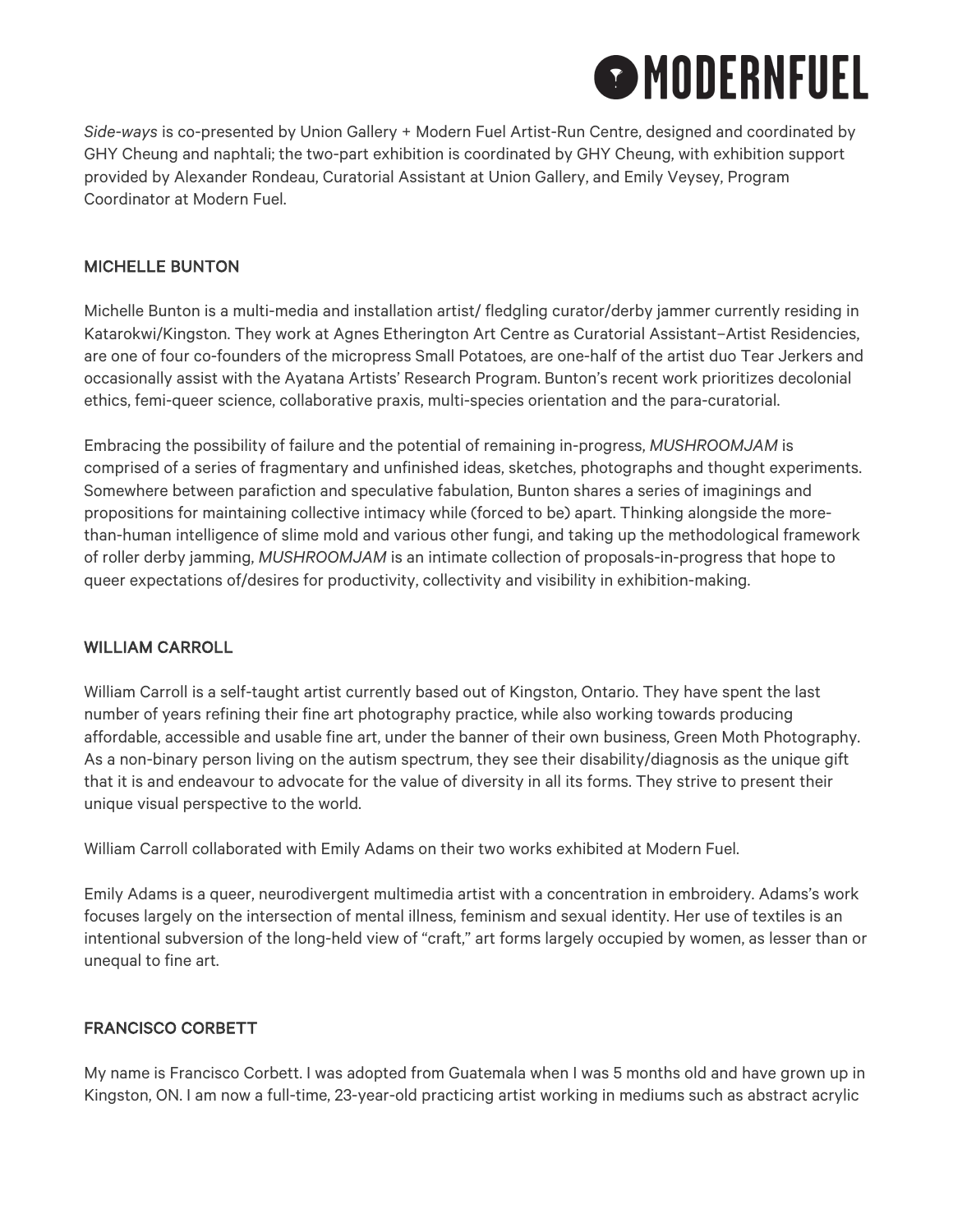*Side-ways* is co-presented by Union Gallery + Modern Fuel Artist-Run Centre, designed and coordinated by GHY Cheung and naphtali; the two-part exhibition is coordinated by GHY Cheung, with exhibition support provided by Alexander Rondeau, Curatorial Assistant at Union Gallery, and Emily Veysey, Program Coordinator at Modern Fuel.

## MICHELLE BUNTON

Michelle Bunton is a multi-media and installation artist/ fledgling curator/derby jammer currently residing in Katarokwi/Kingston. They work at Agnes Etherington Art Centre as Curatorial Assistant–Artist Residencies, are one of four co-founders of the micropress Small Potatoes, are one-half of the artist duo Tear Jerkers and occasionally assist with the Ayatana Artists' Research Program. Bunton's recent work prioritizes decolonial ethics, femi-queer science, collaborative praxis, multi-species orientation and the para-curatorial.

Embracing the possibility of failure and the potential of remaining in-progress, *MUSHROOMJAM* is comprised of a series of fragmentary and unfinished ideas, sketches, photographs and thought experiments. Somewhere between parafiction and speculative fabulation, Bunton shares a series of imaginings and propositions for maintaining collective intimacy while (forced to be) apart. Thinking alongside the more-than-human intelligence of slime mold and various other fungi, and taking up the methodological framework of roller derby jamming, *MUSHROOMJAM* is an intimate collection of proposals-in-progress that hope to queer expectations of/desires for productivity, collectivity and visibility in exhibition-making.

## WILLIAM CARROLL

William Carroll is a self-taught artist currently based out of Kingston, Ontario. They have spent the last number of years refining their fine art photography practice, while also working towards producing affordable, accessible and usable fine art, under the banner of their own business, Green Moth Photography. As a non-binary person living on the autism spectrum, they see their disability/diagnosis as the unique gift that it is and endeavour to advocate for the value of diversity in all its forms. They strive to present their unique visual perspective to the world.

William Carroll collaborated with Emily Adams on their two works exhibited at Modern Fuel.

Emily Adams is a queer, neurodivergent multimedia artist with a concentration in embroidery. Adams's work focuses largely on the intersection of mental illness, feminism and sexual identity. Her use of textiles is an intentional subversion of the long-held view of "craft," art forms largely occupied by women, as lesser than or unequal to fine art.

## FRANCISCO CORBETT

My name is Francisco Corbett. I was adopted from Guatemala when I was 5 months old and have grown up in Kingston, ON. I am now a full-time, 23-year-old practicing artist working in mediums such as abstract acrylic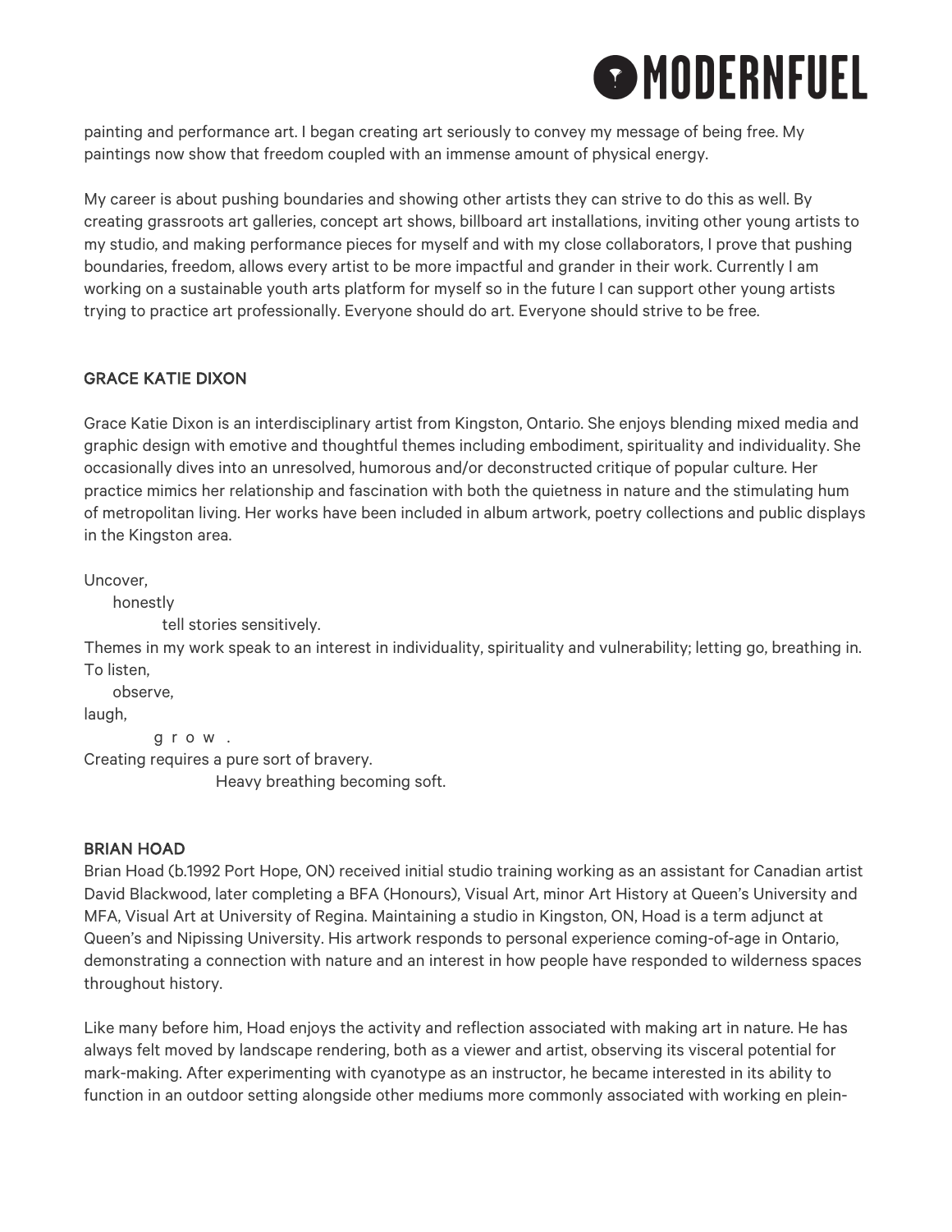painting and performance art. I began creating art seriously to convey my message of being free. My paintings now show that freedom coupled with an immense amount of physical energy.

My career is about pushing boundaries and showing other artists they can strive to do this as well. By creating grassroots art galleries, concept art shows, billboard art installations, inviting other young artists to my studio, and making performance pieces for myself and with my close collaborators, I prove that pushing boundaries, freedom, allows every artist to be more impactful and grander in their work. Currently I am working on a sustainable youth arts platform for myself so in the future I can support other young artists trying to practice art professionally. Everyone should do art. Everyone should strive to be free.

## GRACE KATIE DIXON

Grace Katie Dixon is an interdisciplinary artist from Kingston, Ontario. She enjoys blending mixed media and graphic design with emotive and thoughtful themes including embodiment, spirituality and individuality. She occasionally dives into an unresolved, humorous and/or deconstructed critique of popular culture. Her practice mimics her relationship and fascination with both the quietness in nature and the stimulating hum of metropolitan living. Her works have been included in album artwork, poetry collections and public displays in the Kingston area.

Uncover,
&nbsp;&nbsp;&nbsp;&nbsp;&nbsp;&nbsp;honestly
&nbsp;&nbsp;&nbsp;&nbsp;&nbsp;&nbsp;&nbsp;&nbsp;&nbsp;&nbsp;&nbsp;&nbsp;tell stories sensitively.
Themes in my work speak to an interest in individuality, spirituality and vulnerability; letting go, breathing in.
To listen,
&nbsp;&nbsp;&nbsp;&nbsp;&nbsp;&nbsp;observe,
laugh,
&nbsp;&nbsp;&nbsp;&nbsp;&nbsp;&nbsp;&nbsp;&nbsp;&nbsp;&nbsp;&nbsp;&nbsp;g r o w .
Creating requires a pure sort of bravery.
&nbsp;&nbsp;&nbsp;&nbsp;&nbsp;&nbsp;&nbsp;&nbsp;&nbsp;&nbsp;&nbsp;&nbsp;&nbsp;&nbsp;&nbsp;&nbsp;&nbsp;&nbsp;&nbsp;&nbsp;&nbsp;&nbsp;&nbsp;&nbsp;Heavy breathing becoming soft.

## BRIAN HOAD

Brian Hoad (b.1992 Port Hope, ON) received initial studio training working as an assistant for Canadian artist David Blackwood, later completing a BFA (Honours), Visual Art, minor Art History at Queen's University and MFA, Visual Art at University of Regina. Maintaining a studio in Kingston, ON, Hoad is a term adjunct at Queen's and Nipissing University. His artwork responds to personal experience coming-of-age in Ontario, demonstrating a connection with nature and an interest in how people have responded to wilderness spaces throughout history.

Like many before him, Hoad enjoys the activity and reflection associated with making art in nature. He has always felt moved by landscape rendering, both as a viewer and artist, observing its visceral potential for mark-making. After experimenting with cyanotype as an instructor, he became interested in its ability to function in an outdoor setting alongside other mediums more commonly associated with working en plein-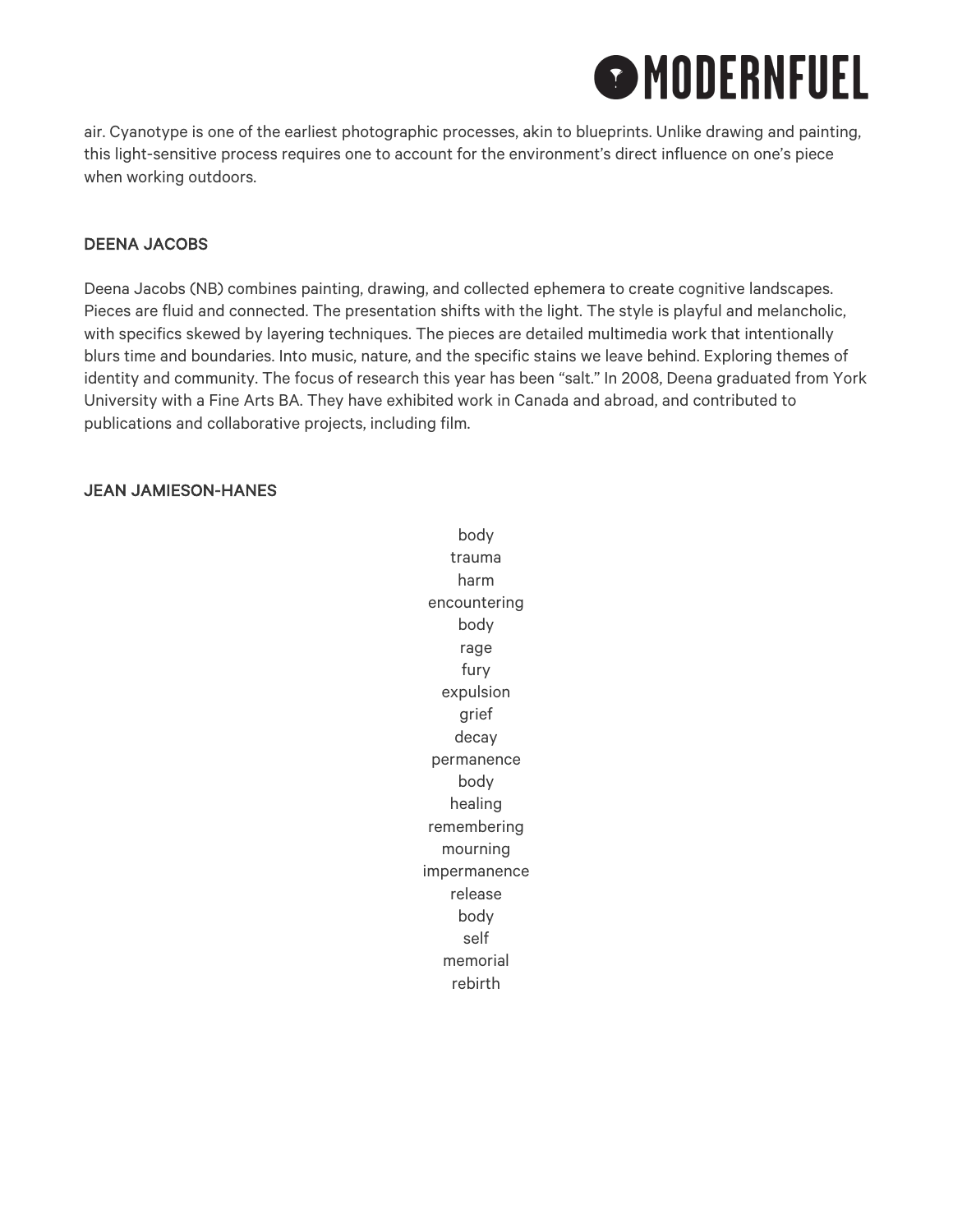air. Cyanotype is one of the earliest photographic processes, akin to blueprints. Unlike drawing and painting, this light-sensitive process requires one to account for the environment's direct influence on one's piece when working outdoors.

## DEENA JACOBS

Deena Jacobs (NB) combines painting, drawing, and collected ephemera to create cognitive landscapes. Pieces are fluid and connected. The presentation shifts with the light. The style is playful and melancholic, with specifics skewed by layering techniques. The pieces are detailed multimedia work that intentionally blurs time and boundaries. Into music, nature, and the specific stains we leave behind. Exploring themes of identity and community. The focus of research this year has been "salt." In 2008, Deena graduated from York University with a Fine Arts BA. They have exhibited work in Canada and abroad, and contributed to publications and collaborative projects, including film.

## JEAN JAMIESON-HANES

body  
trauma  
harm  
encountering  
body  
rage  
fury  
expulsion  
grief  
decay  
permanence  
body  
healing  
remembering  
mourning  
impermanence  
release  
body  
self  
memorial  
rebirth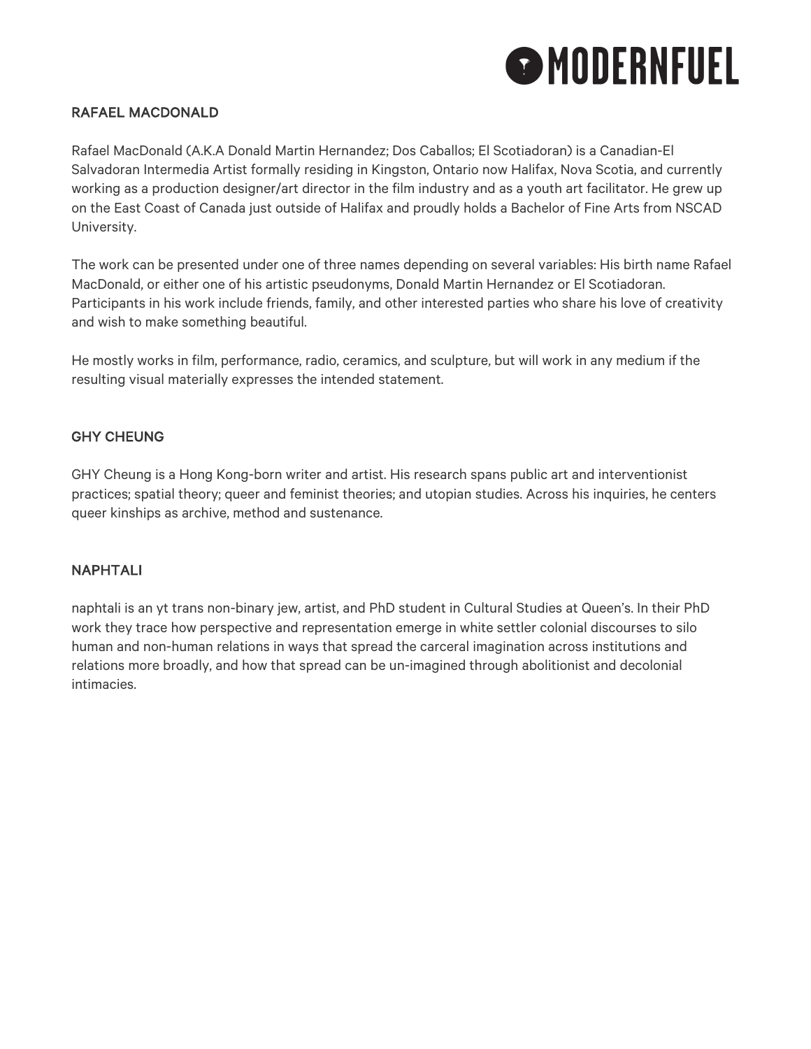## RAFAEL MACDONALD

Rafael MacDonald (A.K.A Donald Martin Hernandez; Dos Caballos; El Scotiadoran) is a Canadian-El Salvadoran Intermedia Artist formally residing in Kingston, Ontario now Halifax, Nova Scotia, and currently working as a production designer/art director in the film industry and as a youth art facilitator. He grew up on the East Coast of Canada just outside of Halifax and proudly holds a Bachelor of Fine Arts from NSCAD University.

The work can be presented under one of three names depending on several variables: His birth name Rafael MacDonald, or either one of his artistic pseudonyms, Donald Martin Hernandez or El Scotiadoran. Participants in his work include friends, family, and other interested parties who share his love of creativity and wish to make something beautiful.

He mostly works in film, performance, radio, ceramics, and sculpture, but will work in any medium if the resulting visual materially expresses the intended statement.

## GHY CHEUNG

GHY Cheung is a Hong Kong-born writer and artist. His research spans public art and interventionist practices; spatial theory; queer and feminist theories; and utopian studies. Across his inquiries, he centers queer kinships as archive, method and sustenance.

## NAPHTALI

naphtali is an yt trans non-binary jew, artist, and PhD student in Cultural Studies at Queen's. In their PhD work they trace how perspective and representation emerge in white settler colonial discourses to silo human and non-human relations in ways that spread the carceral imagination across institutions and relations more broadly, and how that spread can be un-imagined through abolitionist and decolonial intimacies.